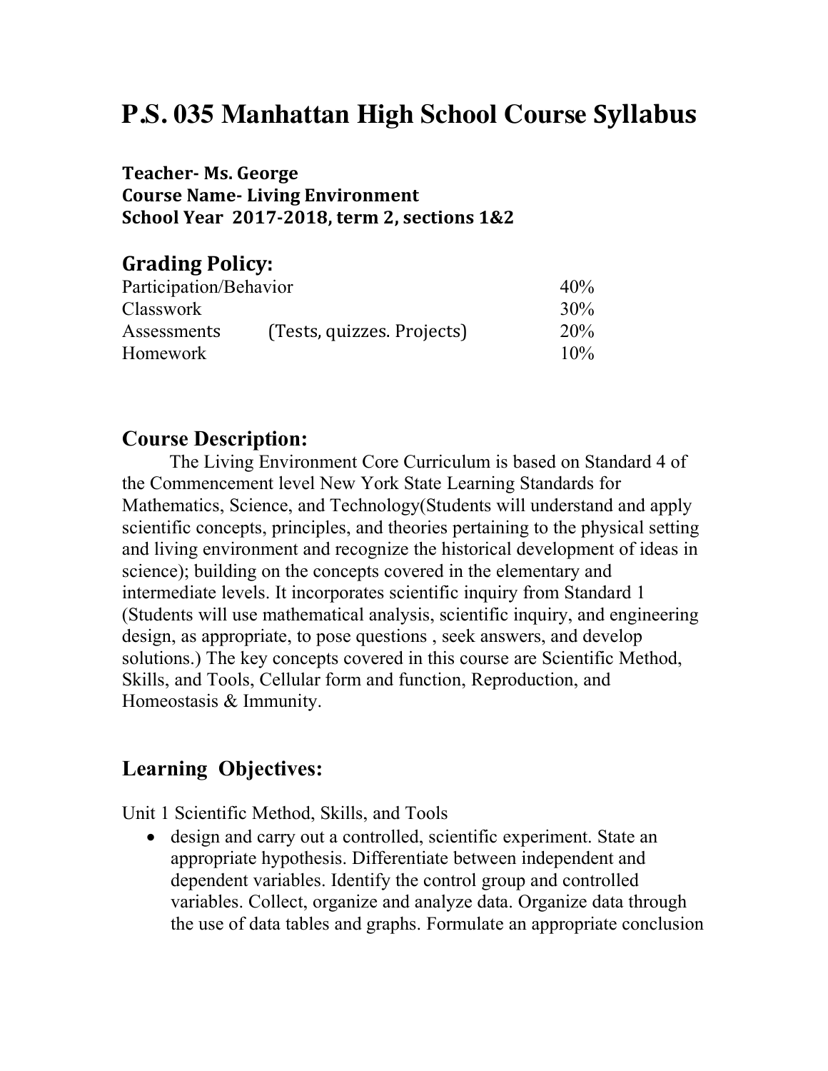# P.S. 035 Manhattan High School Course Syllabus

**Teacher- Ms. George**
**Course Name- Living Environment**
**School Year 2017-2018, term 2, sections 1&2**

## Grading Policy:

| | | |
|---|---|---|
| Participation/Behavior | | 40% |
| Classwork | | 30% |
| Assessments | (Tests, quizzes. Projects) | 20% |
| Homework | | 10% |

## Course Description:

The Living Environment Core Curriculum is based on Standard 4 of the Commencement level New York State Learning Standards for Mathematics, Science, and Technology(Students will understand and apply scientific concepts, principles, and theories pertaining to the physical setting and living environment and recognize the historical development of ideas in science); building on the concepts covered in the elementary and intermediate levels. It incorporates scientific inquiry from Standard 1 (Students will use mathematical analysis, scientific inquiry, and engineering design, as appropriate, to pose questions , seek answers, and develop solutions.) The key concepts covered in this course are Scientific Method, Skills, and Tools, Cellular form and function, Reproduction, and Homeostasis & Immunity.

## Learning Objectives:

Unit 1 Scientific Method, Skills, and Tools

- design and carry out a controlled, scientific experiment. State an appropriate hypothesis. Differentiate between independent and dependent variables. Identify the control group and controlled variables. Collect, organize and analyze data. Organize data through the use of data tables and graphs. Formulate an appropriate conclusion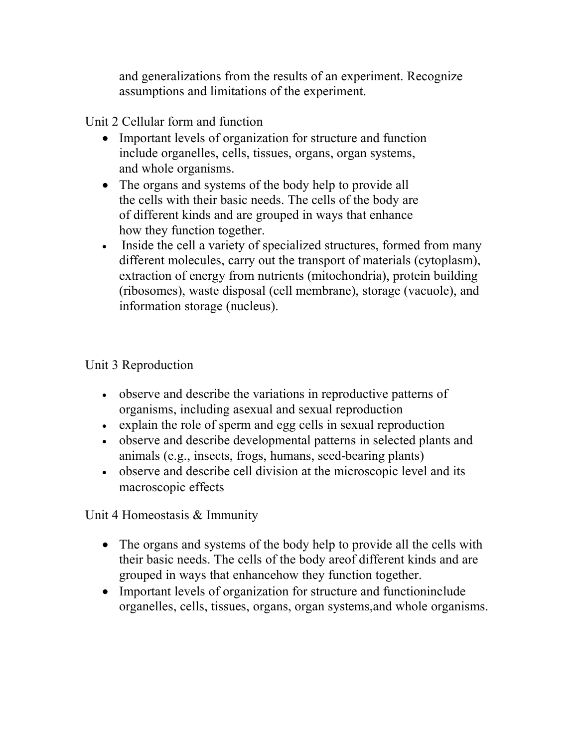and generalizations from the results of an experiment. Recognize assumptions and limitations of the experiment.

Unit 2 Cellular form and function

- Important levels of organization for structure and function include organelles, cells, tissues, organs, organ systems, and whole organisms.
- The organs and systems of the body help to provide all the cells with their basic needs. The cells of the body are of different kinds and are grouped in ways that enhance how they function together.
- Inside the cell a variety of specialized structures, formed from many different molecules, carry out the transport of materials (cytoplasm), extraction of energy from nutrients (mitochondria), protein building (ribosomes), waste disposal (cell membrane), storage (vacuole), and information storage (nucleus).

Unit 3 Reproduction

- observe and describe the variations in reproductive patterns of organisms, including asexual and sexual reproduction
- explain the role of sperm and egg cells in sexual reproduction
- observe and describe developmental patterns in selected plants and animals (e.g., insects, frogs, humans, seed-bearing plants)
- observe and describe cell division at the microscopic level and its macroscopic effects

Unit 4 Homeostasis & Immunity

- The organs and systems of the body help to provide all the cells with their basic needs. The cells of the body areof different kinds and are grouped in ways that enhancehow they function together.
- Important levels of organization for structure and functioninclude organelles, cells, tissues, organs, organ systems,and whole organisms.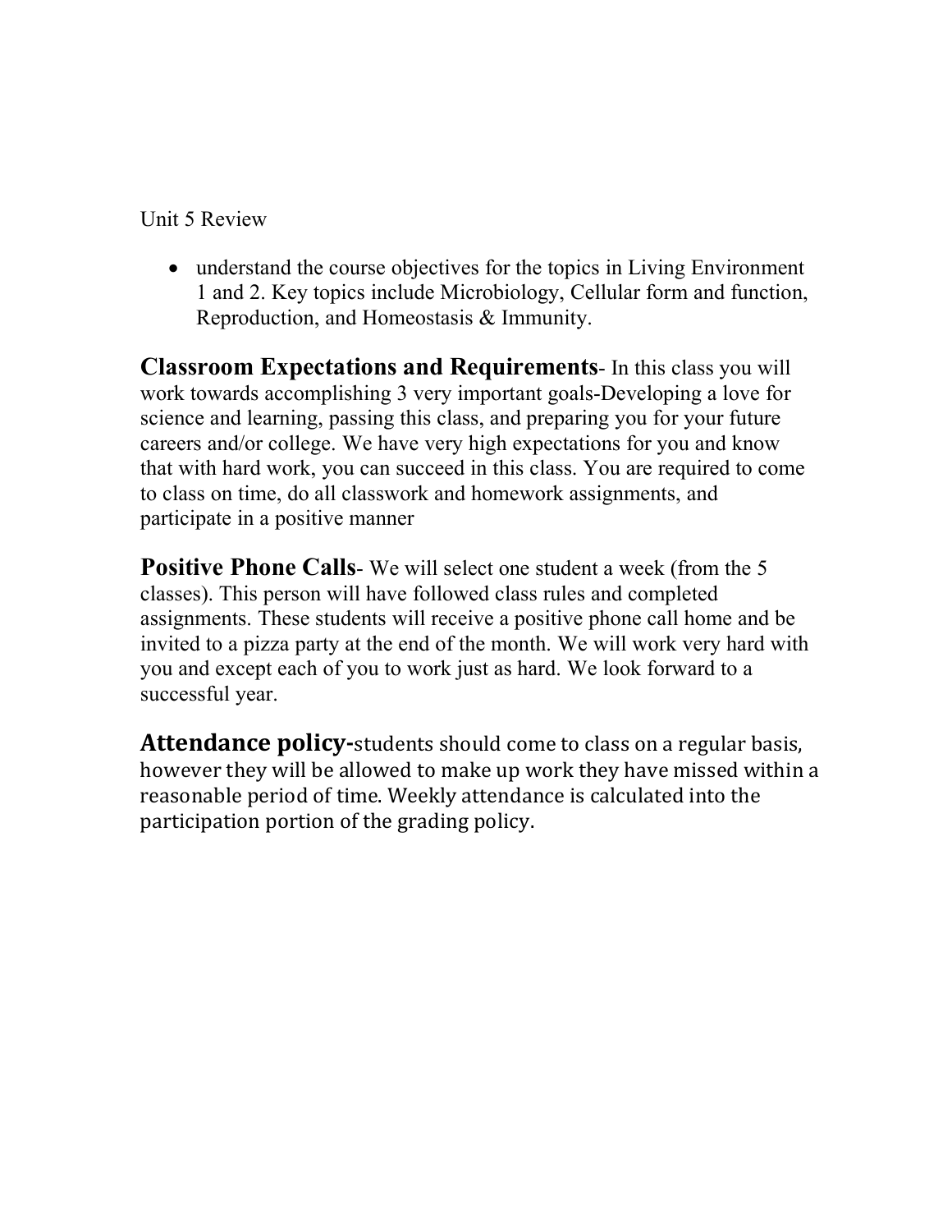Unit 5 Review

- understand the course objectives for the topics in Living Environment 1 and 2. Key topics include Microbiology, Cellular form and function, Reproduction, and Homeostasis & Immunity.

**Classroom Expectations and Requirements**- In this class you will work towards accomplishing 3 very important goals-Developing a love for science and learning, passing this class, and preparing you for your future careers and/or college. We have very high expectations for you and know that with hard work, you can succeed in this class. You are required to come to class on time, do all classwork and homework assignments, and participate in a positive manner

**Positive Phone Calls**- We will select one student a week (from the 5 classes). This person will have followed class rules and completed assignments. These students will receive a positive phone call home and be invited to a pizza party at the end of the month. We will work very hard with you and except each of you to work just as hard. We look forward to a successful year.

**Attendance policy-**students should come to class on a regular basis, however they will be allowed to make up work they have missed within a reasonable period of time. Weekly attendance is calculated into the participation portion of the grading policy.